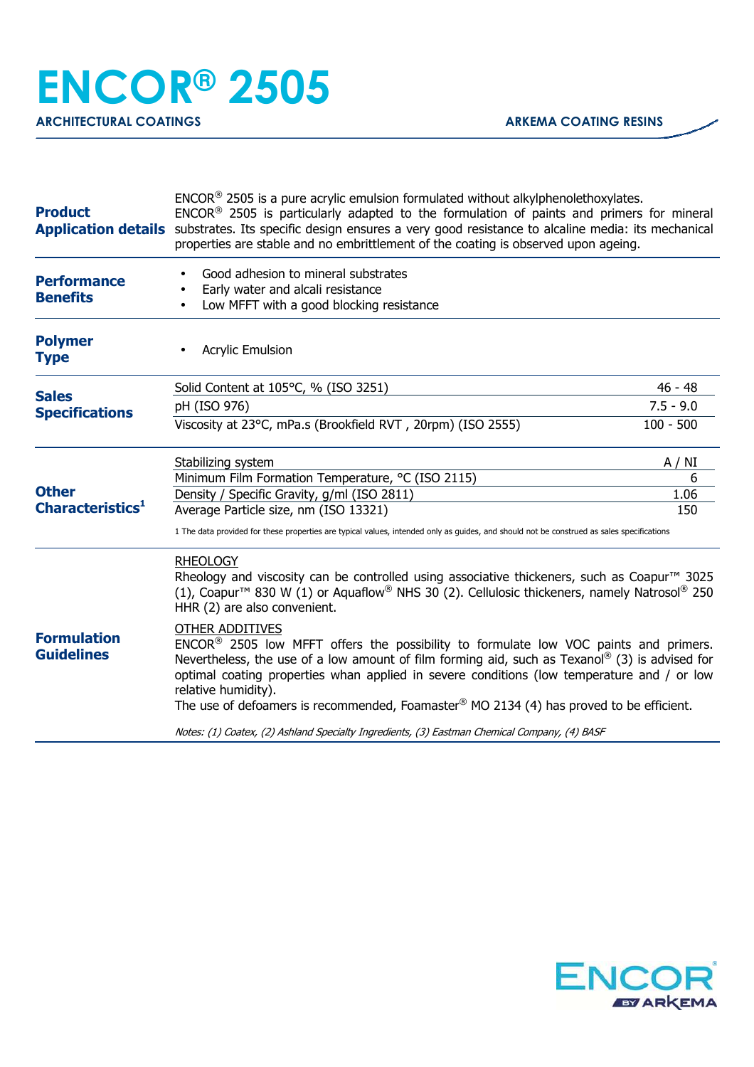# ENCOR® 2505

**ARCHITECTURAL COATINGS** **ARKEMA COATING RESINS**

## Product Application details

ENCOR® 2505 is a pure acrylic emulsion formulated without alkylphenolethoxylates.
ENCOR® 2505 is particularly adapted to the formulation of paints and primers for mineral substrates. Its specific design ensures a very good resistance to alcaline media: its mechanical properties are stable and no embrittlement of the coating is observed upon ageing.

## Performance Benefits

- Good adhesion to mineral substrates
- Early water and alcali resistance
- Low MFFT with a good blocking resistance

## Polymer Type

- Acrylic Emulsion

## Sales Specifications

| | |
|---|---|
| Solid Content at 105°C, % (ISO 3251) | 46 - 48 |
| pH (ISO 976) | 7.5 - 9.0 |
| Viscosity at 23°C, mPa.s (Brookfield RVT , 20rpm) (ISO 2555) | 100 - 500 |

## Other Characteristics[1]

| | |
|---|---|
| Stabilizing system | A / NI |
| Minimum Film Formation Temperature, °C (ISO 2115) | 6 |
| Density / Specific Gravity, g/ml (ISO 2811) | 1.06 |
| Average Particle size, nm (ISO 13321) | 150 |

1 The data provided for these properties are typical values, intended only as guides, and should not be construed as sales specifications

## Formulation Guidelines

RHEOLOGY
Rheology and viscosity can be controlled using associative thickeners, such as Coapur™ 3025 (1), Coapur™ 830 W (1) or Aquaflow® NHS 30 (2). Cellulosic thickeners, namely Natrosol® 250 HHR (2) are also convenient.

OTHER ADDITIVES
ENCOR® 2505 low MFFT offers the possibility to formulate low VOC paints and primers. Nevertheless, the use of a low amount of film forming aid, such as Texanol® (3) is advised for optimal coating properties whan applied in severe conditions (low temperature and / or low relative humidity).
The use of defoamers is recommended, Foamaster® MO 2134 (4) has proved to be efficient.

*Notes: (1) Coatex, (2) Ashland Specialty Ingredients, (3) Eastman Chemical Company, (4) BASF*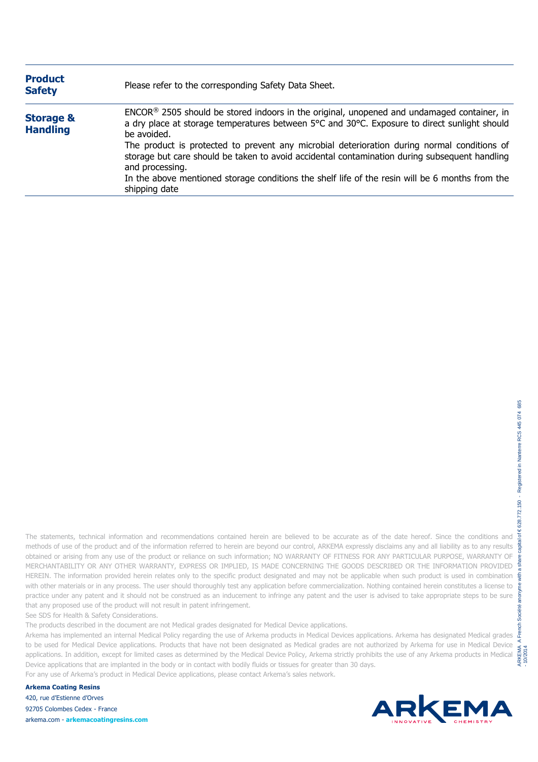| | |
|---|---|
| **Product Safety** | Please refer to the corresponding Safety Data Sheet. |
| **Storage & Handling** | ENCOR® 2505 should be stored indoors in the original, unopened and undamaged container, in a dry place at storage temperatures between 5°C and 30°C. Exposure to direct sunlight should be avoided.<br>The product is protected to prevent any microbial deterioration during normal conditions of storage but care should be taken to avoid accidental contamination during subsequent handling and processing.<br>In the above mentioned storage conditions the shelf life of the resin will be 6 months from the shipping date |

The statements, technical information and recommendations contained herein are believed to be accurate as of the date hereof. Since the conditions and methods of use of the product and of the information referred to herein are beyond our control, ARKEMA expressly disclaims any and all liability as to any results obtained or arising from any use of the product or reliance on such information; NO WARRANTY OF FITNESS FOR ANY PARTICULAR PURPOSE, WARRANTY OF MERCHANTABILITY OR ANY OTHER WARRANTY, EXPRESS OR IMPLIED, IS MADE CONCERNING THE GOODS DESCRIBED OR THE INFORMATION PROVIDED HEREIN. The information provided herein relates only to the specific product designated and may not be applicable when such product is used in combination with other materials or in any process. The user should thoroughly test any application before commercialization. Nothing contained herein constitutes a license to practice under any patent and it should not be construed as an inducement to infringe any patent and the user is advised to take appropriate steps to be sure that any proposed use of the product will not result in patent infringement.

See SDS for Health & Safety Considerations.

The products described in the document are not Medical grades designated for Medical Device applications.

Arkema has implemented an internal Medical Policy regarding the use of Arkema products in Medical Devices applications. Arkema has designated Medical grades to be used for Medical Device applications. Products that have not been designated as Medical grades are not authorized by Arkema for use in Medical Device applications. In addition, except for limited cases as determined by the Medical Device Policy, Arkema strictly prohibits the use of any Arkema products in Medical Device applications that are implanted in the body or in contact with bodily fluids or tissues for greater than 30 days.

For any use of Arkema's product in Medical Device applications, please contact Arkema's sales network.

**Arkema Coating Resins**
420, rue d'Estienne d'Orves
92705 Colombes Cedex - France
arkema.com - **arkemacoatingresins.com**

ARKEMA A French Société anonyme with a share capital of € 628.772.150 - Registered in Nanterre RCS 445 074 685 - 10/2014

ARKEMA INNOVATIVE CHEMISTRY